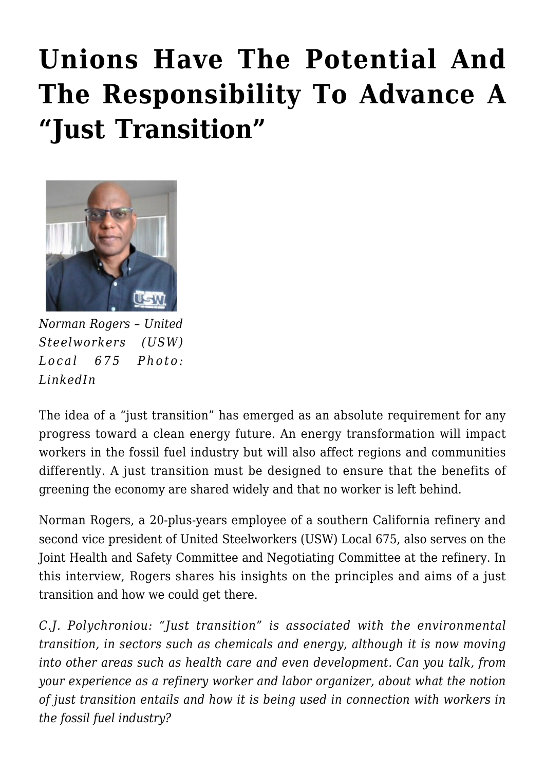# Unions Have The Potential And The Responsibility To Advance A "Just Transition"

*Norman Rogers – United Steelworkers (USW) Local 675 Photo: LinkedIn*

The idea of a "just transition" has emerged as an absolute requirement for any progress toward a clean energy future. An energy transformation will impact workers in the fossil fuel industry but will also affect regions and communities differently. A just transition must be designed to ensure that the benefits of greening the economy are shared widely and that no worker is left behind.

Norman Rogers, a 20-plus-years employee of a southern California refinery and second vice president of United Steelworkers (USW) Local 675, also serves on the Joint Health and Safety Committee and Negotiating Committee at the refinery. In this interview, Rogers shares his insights on the principles and aims of a just transition and how we could get there.

*C.J. Polychroniou: "Just transition" is associated with the environmental transition, in sectors such as chemicals and energy, although it is now moving into other areas such as health care and even development. Can you talk, from your experience as a refinery worker and labor organizer, about what the notion of just transition entails and how it is being used in connection with workers in the fossil fuel industry?*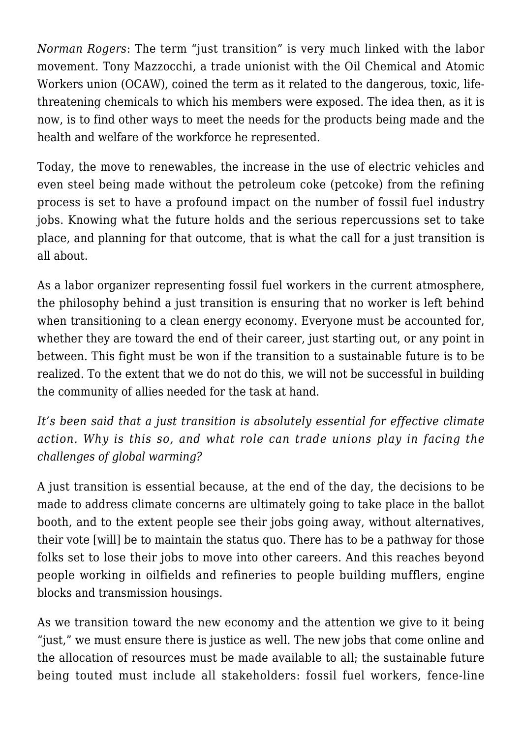*Norman Rogers*: The term "just transition" is very much linked with the labor movement. Tony Mazzocchi, a trade unionist with the Oil Chemical and Atomic Workers union (OCAW), coined the term as it related to the dangerous, toxic, life-threatening chemicals to which his members were exposed. The idea then, as it is now, is to find other ways to meet the needs for the products being made and the health and welfare of the workforce he represented.

Today, the move to renewables, the increase in the use of electric vehicles and even steel being made without the petroleum coke (petcoke) from the refining process is set to have a profound impact on the number of fossil fuel industry jobs. Knowing what the future holds and the serious repercussions set to take place, and planning for that outcome, that is what the call for a just transition is all about.

As a labor organizer representing fossil fuel workers in the current atmosphere, the philosophy behind a just transition is ensuring that no worker is left behind when transitioning to a clean energy economy. Everyone must be accounted for, whether they are toward the end of their career, just starting out, or any point in between. This fight must be won if the transition to a sustainable future is to be realized. To the extent that we do not do this, we will not be successful in building the community of allies needed for the task at hand.

*It's been said that a just transition is absolutely essential for effective climate action. Why is this so, and what role can trade unions play in facing the challenges of global warming?*

A just transition is essential because, at the end of the day, the decisions to be made to address climate concerns are ultimately going to take place in the ballot booth, and to the extent people see their jobs going away, without alternatives, their vote [will] be to maintain the status quo. There has to be a pathway for those folks set to lose their jobs to move into other careers. And this reaches beyond people working in oilfields and refineries to people building mufflers, engine blocks and transmission housings.

As we transition toward the new economy and the attention we give to it being "just," we must ensure there is justice as well. The new jobs that come online and the allocation of resources must be made available to all; the sustainable future being touted must include all stakeholders: fossil fuel workers, fence-line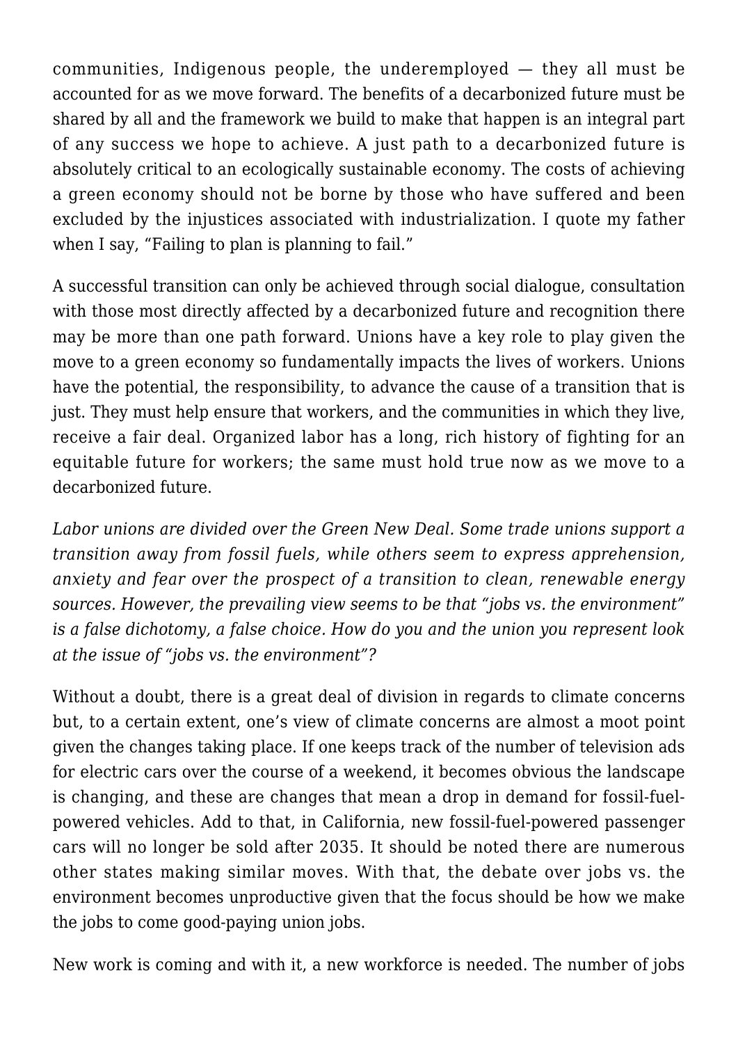communities, Indigenous people, the underemployed — they all must be accounted for as we move forward. The benefits of a decarbonized future must be shared by all and the framework we build to make that happen is an integral part of any success we hope to achieve. A just path to a decarbonized future is absolutely critical to an ecologically sustainable economy. The costs of achieving a green economy should not be borne by those who have suffered and been excluded by the injustices associated with industrialization. I quote my father when I say, "Failing to plan is planning to fail."

A successful transition can only be achieved through social dialogue, consultation with those most directly affected by a decarbonized future and recognition there may be more than one path forward. Unions have a key role to play given the move to a green economy so fundamentally impacts the lives of workers. Unions have the potential, the responsibility, to advance the cause of a transition that is just. They must help ensure that workers, and the communities in which they live, receive a fair deal. Organized labor has a long, rich history of fighting for an equitable future for workers; the same must hold true now as we move to a decarbonized future.

*Labor unions are divided over the Green New Deal. Some trade unions support a transition away from fossil fuels, while others seem to express apprehension, anxiety and fear over the prospect of a transition to clean, renewable energy sources. However, the prevailing view seems to be that "jobs vs. the environment" is a false dichotomy, a false choice. How do you and the union you represent look at the issue of "jobs vs. the environment"?*

Without a doubt, there is a great deal of division in regards to climate concerns but, to a certain extent, one's view of climate concerns are almost a moot point given the changes taking place. If one keeps track of the number of television ads for electric cars over the course of a weekend, it becomes obvious the landscape is changing, and these are changes that mean a drop in demand for fossil-fuel-powered vehicles. Add to that, in California, new fossil-fuel-powered passenger cars will no longer be sold after 2035. It should be noted there are numerous other states making similar moves. With that, the debate over jobs vs. the environment becomes unproductive given that the focus should be how we make the jobs to come good-paying union jobs.

New work is coming and with it, a new workforce is needed. The number of jobs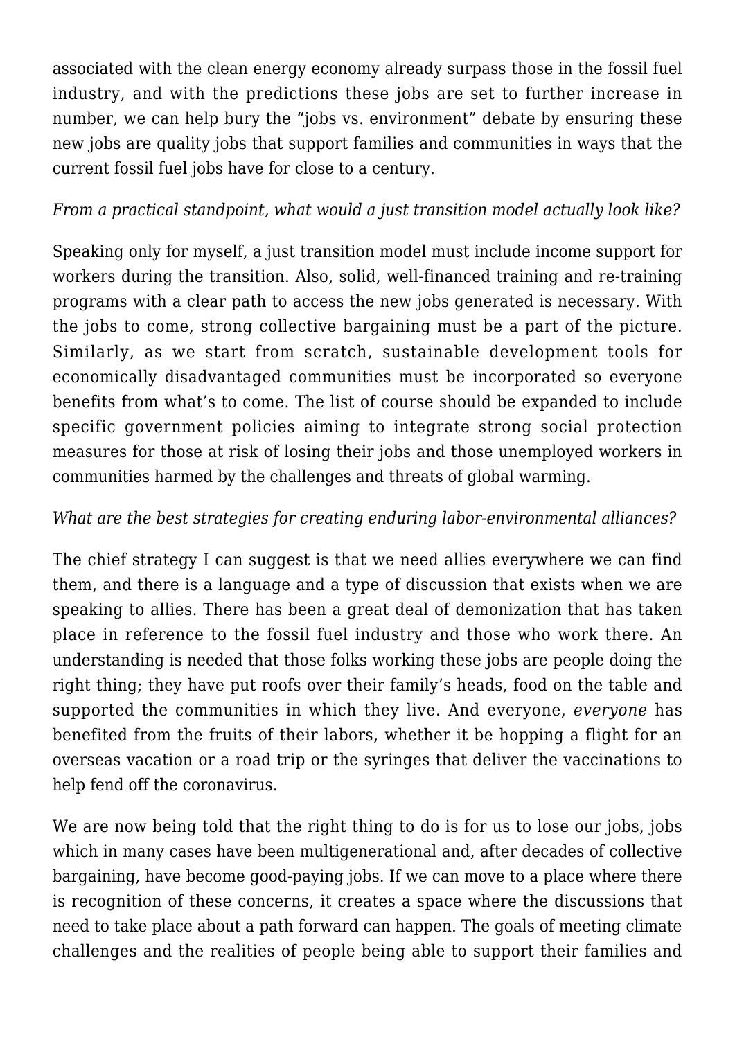associated with the clean energy economy already surpass those in the fossil fuel industry, and with the predictions these jobs are set to further increase in number, we can help bury the "jobs vs. environment" debate by ensuring these new jobs are quality jobs that support families and communities in ways that the current fossil fuel jobs have for close to a century.

*From a practical standpoint, what would a just transition model actually look like?*

Speaking only for myself, a just transition model must include income support for workers during the transition. Also, solid, well-financed training and re-training programs with a clear path to access the new jobs generated is necessary. With the jobs to come, strong collective bargaining must be a part of the picture. Similarly, as we start from scratch, sustainable development tools for economically disadvantaged communities must be incorporated so everyone benefits from what's to come. The list of course should be expanded to include specific government policies aiming to integrate strong social protection measures for those at risk of losing their jobs and those unemployed workers in communities harmed by the challenges and threats of global warming.

*What are the best strategies for creating enduring labor-environmental alliances?*

The chief strategy I can suggest is that we need allies everywhere we can find them, and there is a language and a type of discussion that exists when we are speaking to allies. There has been a great deal of demonization that has taken place in reference to the fossil fuel industry and those who work there. An understanding is needed that those folks working these jobs are people doing the right thing; they have put roofs over their family's heads, food on the table and supported the communities in which they live. And everyone, *everyone* has benefited from the fruits of their labors, whether it be hopping a flight for an overseas vacation or a road trip or the syringes that deliver the vaccinations to help fend off the coronavirus.

We are now being told that the right thing to do is for us to lose our jobs, jobs which in many cases have been multigenerational and, after decades of collective bargaining, have become good-paying jobs. If we can move to a place where there is recognition of these concerns, it creates a space where the discussions that need to take place about a path forward can happen. The goals of meeting climate challenges and the realities of people being able to support their families and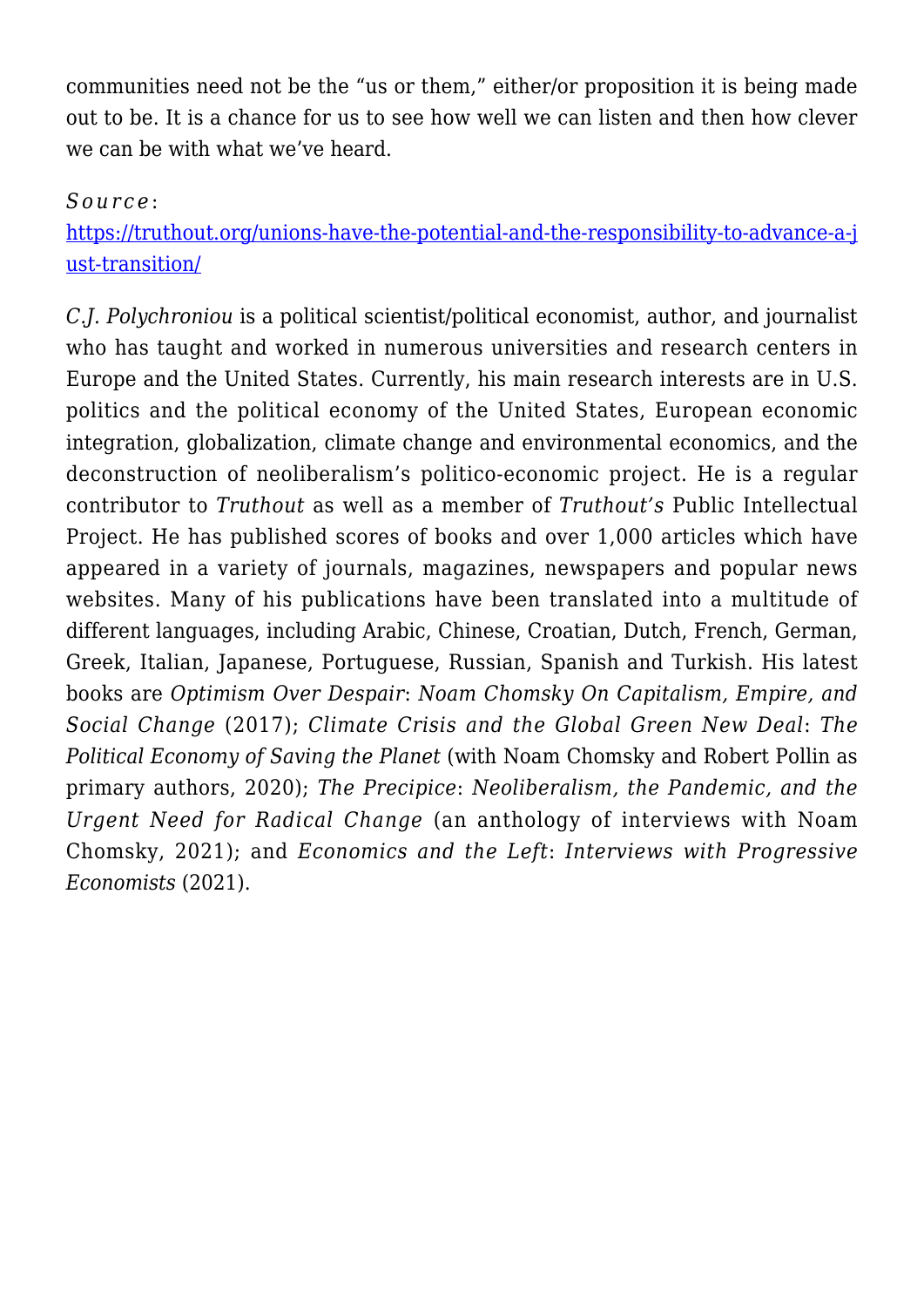communities need not be the “us or them,” either/or proposition it is being made out to be. It is a chance for us to see how well we can listen and then how clever we can be with what we’ve heard.

*Source*:
[https://truthout.org/unions-have-the-potential-and-the-responsibility-to-advance-a-just-transition/](https://truthout.org/unions-have-the-potential-and-the-responsibility-to-advance-a-just-transition/)

*C.J. Polychroniou* is a political scientist/political economist, author, and journalist who has taught and worked in numerous universities and research centers in Europe and the United States. Currently, his main research interests are in U.S. politics and the political economy of the United States, European economic integration, globalization, climate change and environmental economics, and the deconstruction of neoliberalism’s politico-economic project. He is a regular contributor to *Truthout* as well as a member of *Truthout’s* Public Intellectual Project. He has published scores of books and over 1,000 articles which have appeared in a variety of journals, magazines, newspapers and popular news websites. Many of his publications have been translated into a multitude of different languages, including Arabic, Chinese, Croatian, Dutch, French, German, Greek, Italian, Japanese, Portuguese, Russian, Spanish and Turkish. His latest books are *Optimism Over Despair*: *Noam Chomsky On Capitalism, Empire, and Social Change* (2017); *Climate Crisis and the Global Green New Deal*: *The Political Economy of Saving the Planet* (with Noam Chomsky and Robert Pollin as primary authors, 2020); *The Precipice*: *Neoliberalism, the Pandemic, and the Urgent Need for Radical Change* (an anthology of interviews with Noam Chomsky, 2021); and *Economics and the Left*: *Interviews with Progressive Economists* (2021).